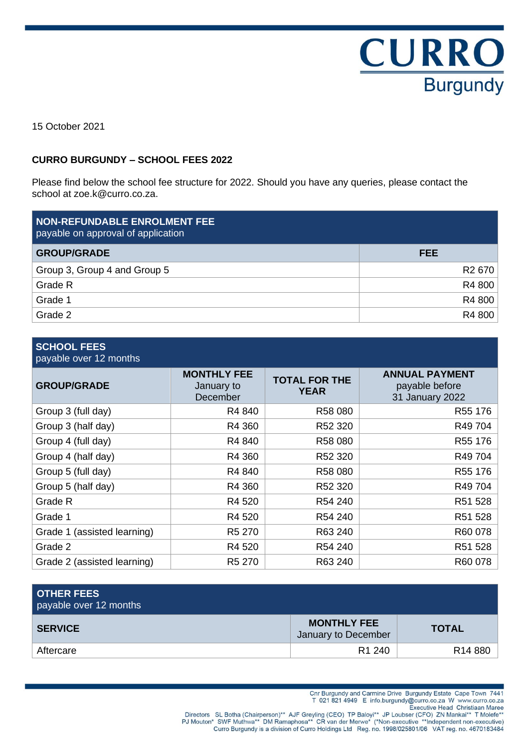CURRO Burgundy

15 October 2021

**CURRO BURGUNDY – SCHOOL FEES 2022**

Please find below the school fee structure for 2022. Should you have any queries, please contact the school at zoe.k@curro.co.za.

| **NON-REFUNDABLE ENROLMENT FEE** payable on approval of application | |
|---|---|
| **GROUP/GRADE** | **FEE** |
| Group 3, Group 4 and Group 5 | R2 670 |
| Grade R | R4 800 |
| Grade 1 | R4 800 |
| Grade 2 | R4 800 |

| **SCHOOL FEES** payable over 12 months | | | |
|---|---|---|---|
| **GROUP/GRADE** | **MONTHLY FEE** January to December | **TOTAL FOR THE YEAR** | **ANNUAL PAYMENT** payable before 31 January 2022 |
| Group 3 (full day) | R4 840 | R58 080 | R55 176 |
| Group 3 (half day) | R4 360 | R52 320 | R49 704 |
| Group 4 (full day) | R4 840 | R58 080 | R55 176 |
| Group 4 (half day) | R4 360 | R52 320 | R49 704 |
| Group 5 (full day) | R4 840 | R58 080 | R55 176 |
| Group 5 (half day) | R4 360 | R52 320 | R49 704 |
| Grade R | R4 520 | R54 240 | R51 528 |
| Grade 1 | R4 520 | R54 240 | R51 528 |
| Grade 1 (assisted learning) | R5 270 | R63 240 | R60 078 |
| Grade 2 | R4 520 | R54 240 | R51 528 |
| Grade 2 (assisted learning) | R5 270 | R63 240 | R60 078 |

| **OTHER FEES** payable over 12 months | | |
|---|---|---|
| **SERVICE** | **MONTHLY FEE** January to December | **TOTAL** |
| Aftercare | R1 240 | R14 880 |

Cnr Burgundy and Carmine Drive Burgundy Estate Cape Town 7441
T 021 821 4949 E info.burgundy@curro.co.za W www.curro.co.za
Executive Head Christiaan Maree
Directors SL Botha (Chairperson)** AJF Greyling (CEO) TP Baloyi** JP Loubser (CFO) ZN Mankai** T Molefe** PJ Mouton* SWF Muthwa** DM Ramaphosa** CR van der Merwe* (*Non-executive **Independent non-executive)
Curro Burgundy is a division of Curro Holdings Ltd Reg. no. 1998/025801/06 VAT reg. no. 4670183484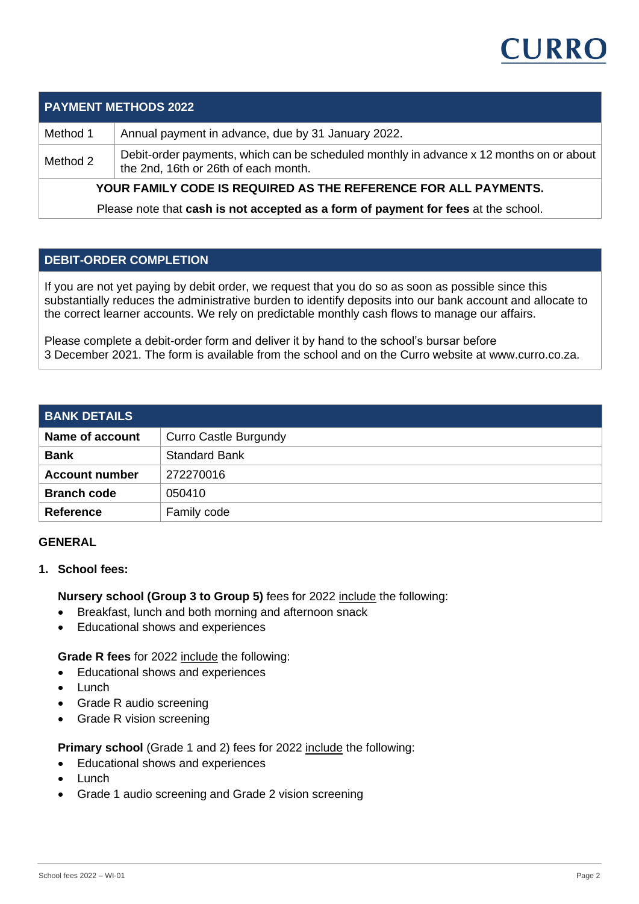| PAYMENT METHODS 2022 | |
|---|---|
| Method 1 | Annual payment in advance, due by 31 January 2022. |
| Method 2 | Debit-order payments, which can be scheduled monthly in advance x 12 months on or about the 2nd, 16th or 26th of each month. |

**YOUR FAMILY CODE IS REQUIRED AS THE REFERENCE FOR ALL PAYMENTS.**

Please note that **cash is not accepted as a form of payment for fees** at the school.

## DEBIT-ORDER COMPLETION

If you are not yet paying by debit order, we request that you do so as soon as possible since this substantially reduces the administrative burden to identify deposits into our bank account and allocate to the correct learner accounts. We rely on predictable monthly cash flows to manage our affairs.

Please complete a debit-order form and deliver it by hand to the school's bursar before 3 December 2021. The form is available from the school and on the Curro website at www.curro.co.za.

| BANK DETAILS | |
|---|---|
| **Name of account** | Curro Castle Burgundy |
| **Bank** | Standard Bank |
| **Account number** | 272270016 |
| **Branch code** | 050410 |
| **Reference** | Family code |

## GENERAL

1. **School fees:**

   **Nursery school (Group 3 to Group 5)** fees for 2022 include the following:
   - Breakfast, lunch and both morning and afternoon snack
   - Educational shows and experiences

   **Grade R fees** for 2022 include the following:
   - Educational shows and experiences
   - Lunch
   - Grade R audio screening
   - Grade R vision screening

   **Primary school** (Grade 1 and 2) fees for 2022 include the following:
   - Educational shows and experiences
   - Lunch
   - Grade 1 audio screening and Grade 2 vision screening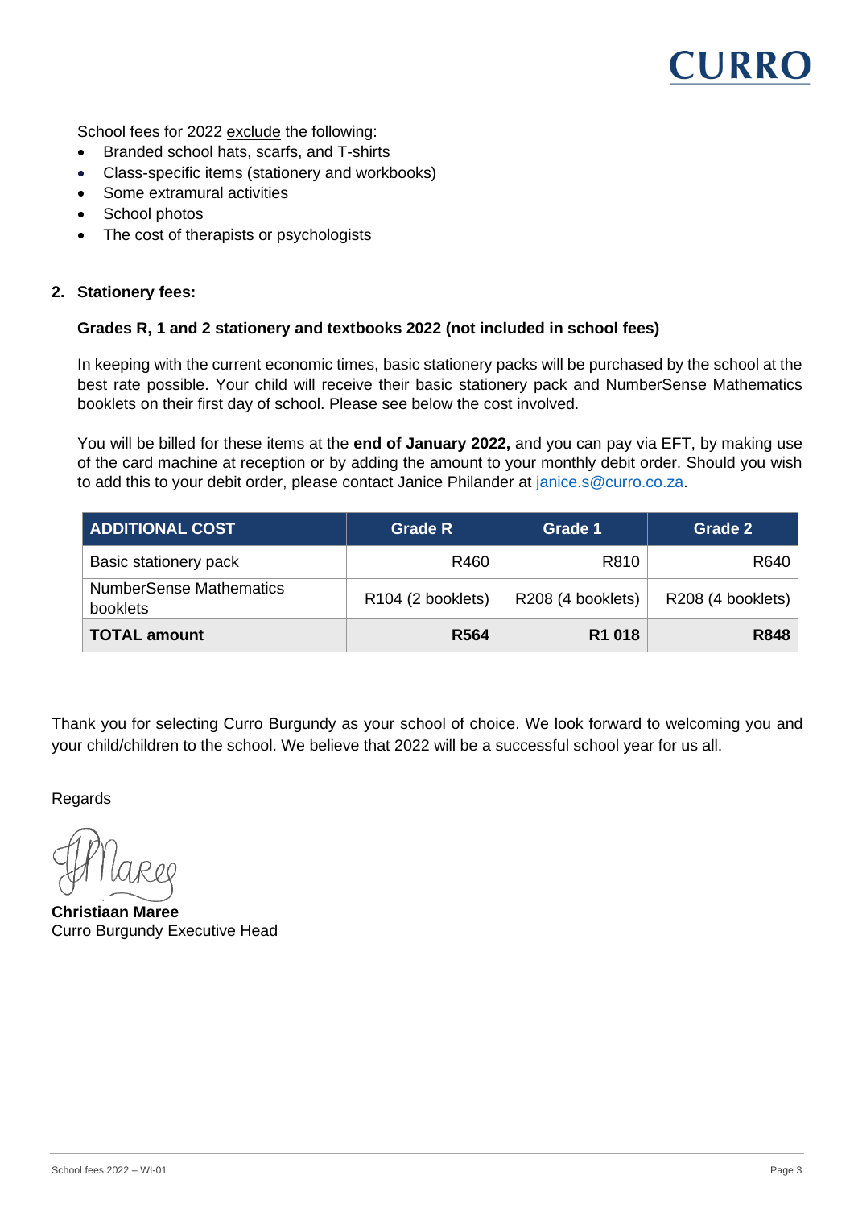School fees for 2022 exclude the following:

- Branded school hats, scarfs, and T-shirts
- Class-specific items (stationery and workbooks)
- Some extramural activities
- School photos
- The cost of therapists or psychologists

**2. Stationery fees:**

**Grades R, 1 and 2 stationery and textbooks 2022 (not included in school fees)**

In keeping with the current economic times, basic stationery packs will be purchased by the school at the best rate possible. Your child will receive their basic stationery pack and NumberSense Mathematics booklets on their first day of school. Please see below the cost involved.

You will be billed for these items at the **end of January 2022,** and you can pay via EFT, by making use of the card machine at reception or by adding the amount to your monthly debit order. Should you wish to add this to your debit order, please contact Janice Philander at janice.s@curro.co.za.

| ADDITIONAL COST | Grade R | Grade 1 | Grade 2 |
|---|---|---|---|
| Basic stationery pack | R460 | R810 | R640 |
| NumberSense Mathematics booklets | R104 (2 booklets) | R208 (4 booklets) | R208 (4 booklets) |
| **TOTAL amount** | **R564** | **R1 018** | **R848** |

Thank you for selecting Curro Burgundy as your school of choice. We look forward to welcoming you and your child/children to the school. We believe that 2022 will be a successful school year for us all.

Regards

**Christiaan Maree**
Curro Burgundy Executive Head